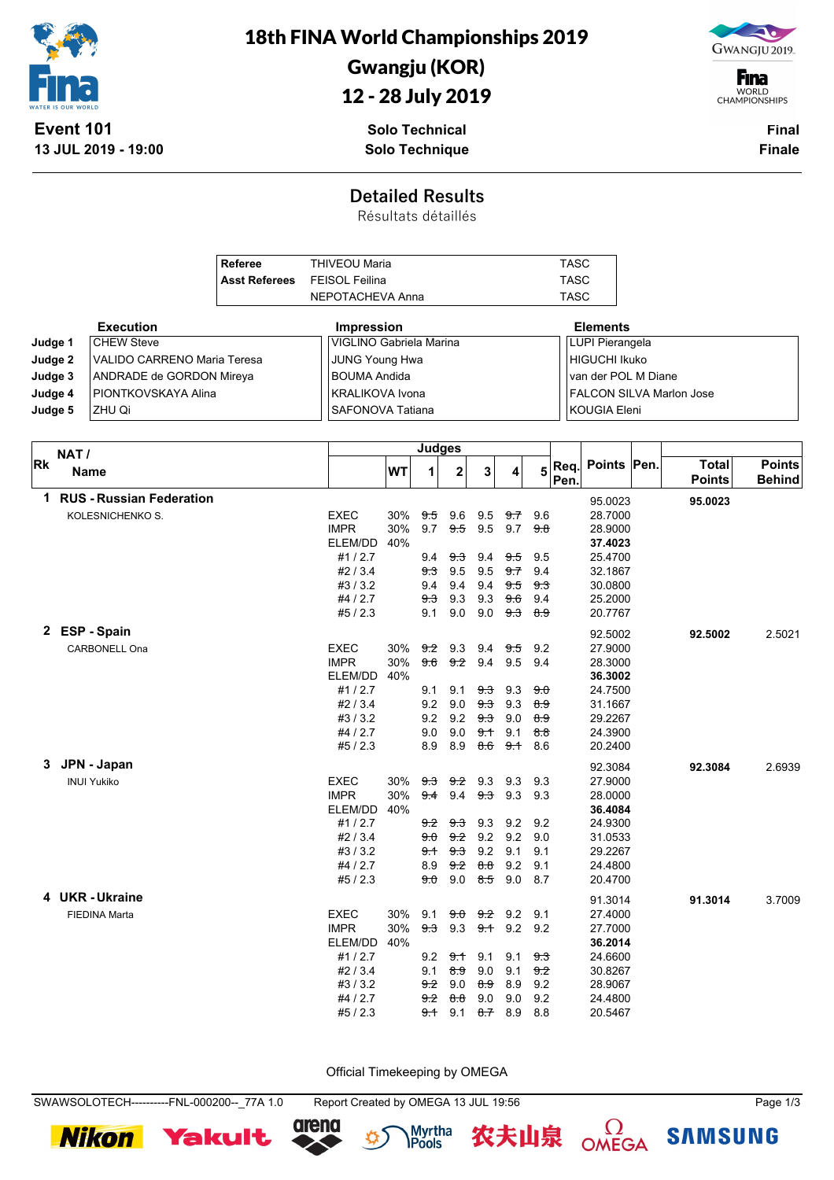# 18th FINA World Championships 2019
# Gwangju (KOR)
# 12 - 28 July 2019

**Event 101**
**13 JUL 2019 - 19:00**

**Solo Technical**
**Solo Technique**

**Final**
**Finale**

## Detailed Results
Résultats détaillés

| | | |
|---|---|---|
| **Referee** | THIVEOU Maria | TASC |
| **Asst Referees** | FEISOL Feilina | TASC |
| | NEPOTACHEVA Anna | TASC |

| | Execution | Impression | Elements |
|---|---|---|---|
| **Judge 1** | CHEW Steve | VIGLINO Gabriela Marina | LUPI Pierangela |
| **Judge 2** | VALIDO CARRENO Maria Teresa | JUNG Young Hwa | HIGUCHI Ikuko |
| **Judge 3** | ANDRADE de GORDON Mireya | BOUMA Andida | van der POL M Diane |
| **Judge 4** | PIONTKOVSKAYA Alina | KRALIKOVA Ivona | FALCON SILVA Marlon Jose |
| **Judge 5** | ZHU Qi | SAFONOVA Tatiana | KOUGIA Eleni |

| Rk | NAT / Name | | WT | Judges 1 | 2 | 3 | 4 | 5 | Req. Pen. | Points | Pen. | Total Points | Points Behind |
|---|---|---|---|---|---|---|---|---|---|---|---|---|---|
| 1 | **RUS - Russian Federation** | | | | | | | | | 95.0023 | | **95.0023** | |
| | KOLESNICHENKO S. | EXEC | 30% | ~~9.5~~ | 9.6 | 9.5 | ~~9.7~~ | 9.6 | | 28.7000 | | | |
| | | IMPR | 30% | 9.7 | ~~9.5~~ | 9.5 | 9.7 | ~~9.8~~ | | 28.9000 | | | |
| | | ELEM/DD | 40% | | | | | | | **37.4023** | | | |
| | | #1 / 2.7 | | 9.4 | ~~9.3~~ | 9.4 | ~~9.5~~ | 9.5 | | 25.4700 | | | |
| | | #2 / 3.4 | | ~~9.3~~ | 9.5 | 9.5 | ~~9.7~~ | 9.4 | | 32.1867 | | | |
| | | #3 / 3.2 | | 9.4 | 9.4 | 9.4 | ~~9.5~~ | ~~9.3~~ | | 30.0800 | | | |
| | | #4 / 2.7 | | ~~9.3~~ | 9.3 | 9.3 | ~~9.6~~ | 9.4 | | 25.2000 | | | |
| | | #5 / 2.3 | | 9.1 | 9.0 | 9.0 | ~~9.3~~ | ~~8.9~~ | | 20.7767 | | | |
| 2 | **ESP - Spain** | | | | | | | | | 92.5002 | | **92.5002** | 2.5021 |
| | CARBONELL Ona | EXEC | 30% | ~~9.2~~ | 9.3 | 9.4 | ~~9.5~~ | 9.2 | | 27.9000 | | | |
| | | IMPR | 30% | ~~9.6~~ | ~~9.2~~ | 9.4 | 9.5 | 9.4 | | 28.3000 | | | |
| | | ELEM/DD | 40% | | | | | | | **36.3002** | | | |
| | | #1 / 2.7 | | 9.1 | 9.1 | ~~9.3~~ | 9.3 | ~~9.0~~ | | 24.7500 | | | |
| | | #2 / 3.4 | | 9.2 | 9.0 | ~~9.3~~ | 9.3 | ~~8.9~~ | | 31.1667 | | | |
| | | #3 / 3.2 | | 9.2 | 9.2 | ~~9.3~~ | 9.0 | ~~8.9~~ | | 29.2267 | | | |
| | | #4 / 2.7 | | 9.0 | 9.0 | ~~9.1~~ | 9.1 | ~~8.8~~ | | 24.3900 | | | |
| | | #5 / 2.3 | | 8.9 | 8.9 | ~~8.6~~ | ~~9.1~~ | 8.6 | | 20.2400 | | | |
| 3 | **JPN - Japan** | | | | | | | | | 92.3084 | | **92.3084** | 2.6939 |
| | INUI Yukiko | EXEC | 30% | ~~9.3~~ | ~~9.2~~ | 9.3 | 9.3 | 9.3 | | 27.9000 | | | |
| | | IMPR | 30% | ~~9.4~~ | 9.4 | ~~9.3~~ | 9.3 | 9.3 | | 28.0000 | | | |
| | | ELEM/DD | 40% | | | | | | | **36.4084** | | | |
| | | #1 / 2.7 | | ~~9.2~~ | ~~9.3~~ | 9.3 | 9.2 | 9.2 | | 24.9300 | | | |
| | | #2 / 3.4 | | ~~9.0~~ | ~~9.2~~ | 9.2 | 9.2 | 9.0 | | 31.0533 | | | |
| | | #3 / 3.2 | | ~~9.1~~ | ~~9.3~~ | 9.2 | 9.1 | 9.1 | | 29.2267 | | | |
| | | #4 / 2.7 | | 8.9 | ~~9.2~~ | ~~8.8~~ | 9.2 | 9.1 | | 24.4800 | | | |
| | | #5 / 2.3 | | ~~9.0~~ | 9.0 | ~~8.5~~ | 9.0 | 8.7 | | 20.4700 | | | |
| 4 | **UKR - Ukraine** | | | | | | | | | 91.3014 | | **91.3014** | 3.7009 |
| | FIEDINA Marta | EXEC | 30% | 9.1 | ~~9.0~~ | ~~9.2~~ | 9.2 | 9.1 | | 27.4000 | | | |
| | | IMPR | 30% | ~~9.3~~ | 9.3 | ~~9.1~~ | 9.2 | 9.2 | | 27.7000 | | | |
| | | ELEM/DD | 40% | | | | | | | **36.2014** | | | |
| | | #1 / 2.7 | | 9.2 | ~~9.1~~ | 9.1 | 9.1 | ~~9.3~~ | | 24.6600 | | | |
| | | #2 / 3.4 | | 9.1 | ~~8.9~~ | 9.0 | 9.1 | ~~9.2~~ | | 30.8267 | | | |
| | | #3 / 3.2 | | ~~9.2~~ | 9.0 | ~~8.9~~ | 8.9 | 9.2 | | 28.9067 | | | |
| | | #4 / 2.7 | | ~~9.2~~ | ~~8.8~~ | 9.0 | 9.0 | 9.2 | | 24.4800 | | | |
| | | #5 / 2.3 | | ~~9.1~~ | 9.1 | ~~8.7~~ | 8.9 | 8.8 | | 20.5467 | | | |

Official Timekeeping by OMEGA

SWAWSOLOTECH----------FNL-000200--_77A 1.0 Report Created by OMEGA 13 JUL 19:56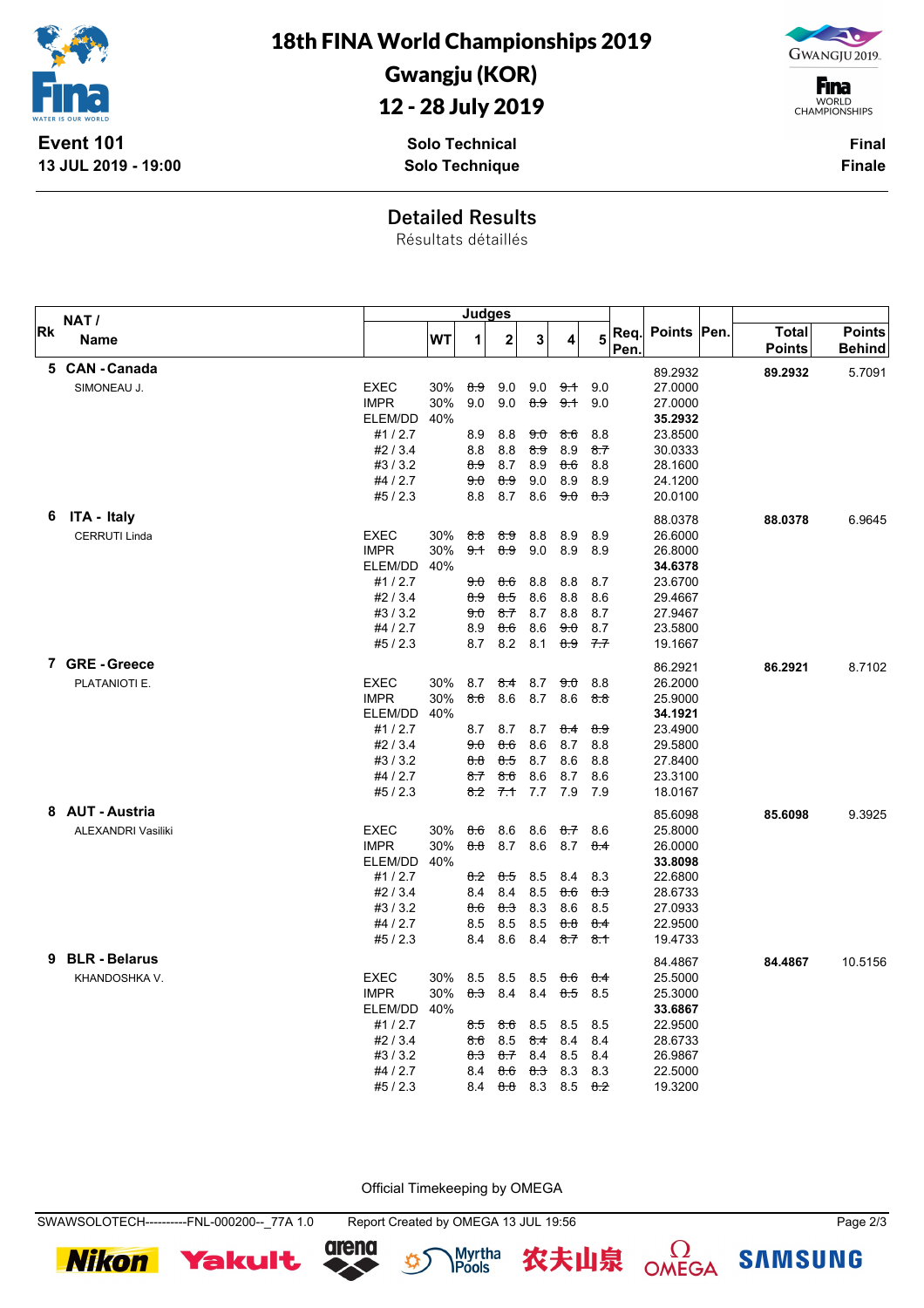# 18th FINA World Championships 2019

## Gwangju (KOR)

## 12 - 28 July 2019

**Event 101**
**13 JUL 2019 - 19:00**

**Solo Technical**
**Solo Technique**

**Final**
**Finale**

## Detailed Results

Résultats détaillés

| Rk | NAT / Name | | WT | Judges 1 | 2 | 3 | 4 | 5 | Req. Pen. | Points | Pen. | Total Points | Points Behind |
|---|---|---|---|---|---|---|---|---|---|---|---|---|---|
| 5 | CAN - Canada | | | | | | | | | 89.2932 | | 89.2932 | 5.7091 |
| | SIMONEAU J. | EXEC | 30% | ~~8.9~~ | 9.0 | 9.0 | ~~9.1~~ | 9.0 | | 27.0000 | | | |
| | | IMPR | 30% | 9.0 | 9.0 | ~~8.9~~ | ~~9.1~~ | 9.0 | | 27.0000 | | | |
| | | ELEM/DD | 40% | | | | | | | 35.2932 | | | |
| | | #1 / 2.7 | | 8.9 | 8.8 | ~~9.0~~ | ~~8.6~~ | 8.8 | | 23.8500 | | | |
| | | #2 / 3.4 | | 8.8 | 8.8 | ~~8.9~~ | 8.9 | ~~8.7~~ | | 30.0333 | | | |
| | | #3 / 3.2 | | ~~8.9~~ | 8.7 | 8.9 | ~~8.6~~ | 8.8 | | 28.1600 | | | |
| | | #4 / 2.7 | | ~~9.0~~ | ~~8.9~~ | 9.0 | 8.9 | 8.9 | | 24.1200 | | | |
| | | #5 / 2.3 | | 8.8 | 8.7 | 8.6 | ~~9.0~~ | ~~8.3~~ | | 20.0100 | | | |
| 6 | ITA - Italy | | | | | | | | | 88.0378 | | 88.0378 | 6.9645 |
| | CERRUTI Linda | EXEC | 30% | ~~8.8~~ | ~~8.9~~ | 8.8 | 8.9 | 8.9 | | 26.6000 | | | |
| | | IMPR | 30% | ~~9.1~~ | ~~8.9~~ | 9.0 | 8.9 | 8.9 | | 26.8000 | | | |
| | | ELEM/DD | 40% | | | | | | | 34.6378 | | | |
| | | #1 / 2.7 | | ~~9.0~~ | ~~8.6~~ | 8.8 | 8.8 | 8.7 | | 23.6700 | | | |
| | | #2 / 3.4 | | ~~8.9~~ | ~~8.5~~ | 8.6 | 8.8 | 8.6 | | 29.4667 | | | |
| | | #3 / 3.2 | | ~~9.0~~ | ~~8.7~~ | 8.7 | 8.8 | 8.7 | | 27.9467 | | | |
| | | #4 / 2.7 | | 8.9 | ~~8.6~~ | 8.6 | ~~9.0~~ | 8.7 | | 23.5800 | | | |
| | | #5 / 2.3 | | 8.7 | 8.2 | 8.1 | ~~8.9~~ | ~~7.7~~ | | 19.1667 | | | |
| 7 | GRE - Greece | | | | | | | | | 86.2921 | | 86.2921 | 8.7102 |
| | PLATANIOTI E. | EXEC | 30% | 8.7 | ~~8.4~~ | 8.7 | ~~9.0~~ | 8.8 | | 26.2000 | | | |
| | | IMPR | 30% | ~~8.6~~ | 8.6 | 8.7 | 8.6 | ~~8.8~~ | | 25.9000 | | | |
| | | ELEM/DD | 40% | | | | | | | 34.1921 | | | |
| | | #1 / 2.7 | | 8.7 | 8.7 | 8.7 | ~~8.4~~ | ~~8.9~~ | | 23.4900 | | | |
| | | #2 / 3.4 | | ~~9.0~~ | ~~8.6~~ | 8.6 | 8.7 | 8.8 | | 29.5800 | | | |
| | | #3 / 3.2 | | ~~8.8~~ | ~~8.5~~ | 8.7 | 8.6 | 8.8 | | 27.8400 | | | |
| | | #4 / 2.7 | | ~~8.7~~ | ~~8.6~~ | 8.6 | 8.7 | 8.6 | | 23.3100 | | | |
| | | #5 / 2.3 | | ~~8.2~~ | ~~7.1~~ | 7.7 | 7.9 | 7.9 | | 18.0167 | | | |
| 8 | AUT - Austria | | | | | | | | | 85.6098 | | 85.6098 | 9.3925 |
| | ALEXANDRI Vasiliki | EXEC | 30% | ~~8.6~~ | 8.6 | 8.6 | ~~8.7~~ | 8.6 | | 25.8000 | | | |
| | | IMPR | 30% | ~~8.8~~ | 8.7 | 8.6 | 8.7 | ~~8.4~~ | | 26.0000 | | | |
| | | ELEM/DD | 40% | | | | | | | 33.8098 | | | |
| | | #1 / 2.7 | | ~~8.2~~ | ~~8.5~~ | 8.5 | 8.4 | 8.3 | | 22.6800 | | | |
| | | #2 / 3.4 | | 8.4 | 8.4 | 8.5 | ~~8.6~~ | ~~8.3~~ | | 28.6733 | | | |
| | | #3 / 3.2 | | ~~8.6~~ | ~~8.3~~ | 8.3 | 8.6 | 8.5 | | 27.0933 | | | |
| | | #4 / 2.7 | | 8.5 | 8.5 | 8.5 | ~~8.8~~ | ~~8.4~~ | | 22.9500 | | | |
| | | #5 / 2.3 | | 8.4 | 8.6 | 8.4 | ~~8.7~~ | ~~8.1~~ | | 19.4733 | | | |
| 9 | BLR - Belarus | | | | | | | | | 84.4867 | | 84.4867 | 10.5156 |
| | KHANDOSHKA V. | EXEC | 30% | 8.5 | 8.5 | 8.5 | ~~8.6~~ | ~~8.4~~ | | 25.5000 | | | |
| | | IMPR | 30% | ~~8.3~~ | 8.4 | 8.4 | ~~8.5~~ | 8.5 | | 25.3000 | | | |
| | | ELEM/DD | 40% | | | | | | | 33.6867 | | | |
| | | #1 / 2.7 | | ~~8.5~~ | ~~8.6~~ | 8.5 | 8.5 | 8.5 | | 22.9500 | | | |
| | | #2 / 3.4 | | ~~8.6~~ | 8.5 | ~~8.4~~ | 8.4 | 8.4 | | 28.6733 | | | |
| | | #3 / 3.2 | | ~~8.3~~ | ~~8.7~~ | 8.4 | 8.5 | 8.4 | | 26.9867 | | | |
| | | #4 / 2.7 | | 8.4 | ~~8.6~~ | ~~8.3~~ | 8.3 | 8.3 | | 22.5000 | | | |
| | | #5 / 2.3 | | 8.4 | ~~8.8~~ | 8.3 | 8.5 | ~~8.2~~ | | 19.3200 | | | |

Official Timekeeping by OMEGA

SWAWSOLOTECH----------FNL-000200--_77A 1.0 Report Created by OMEGA 13 JUL 19:56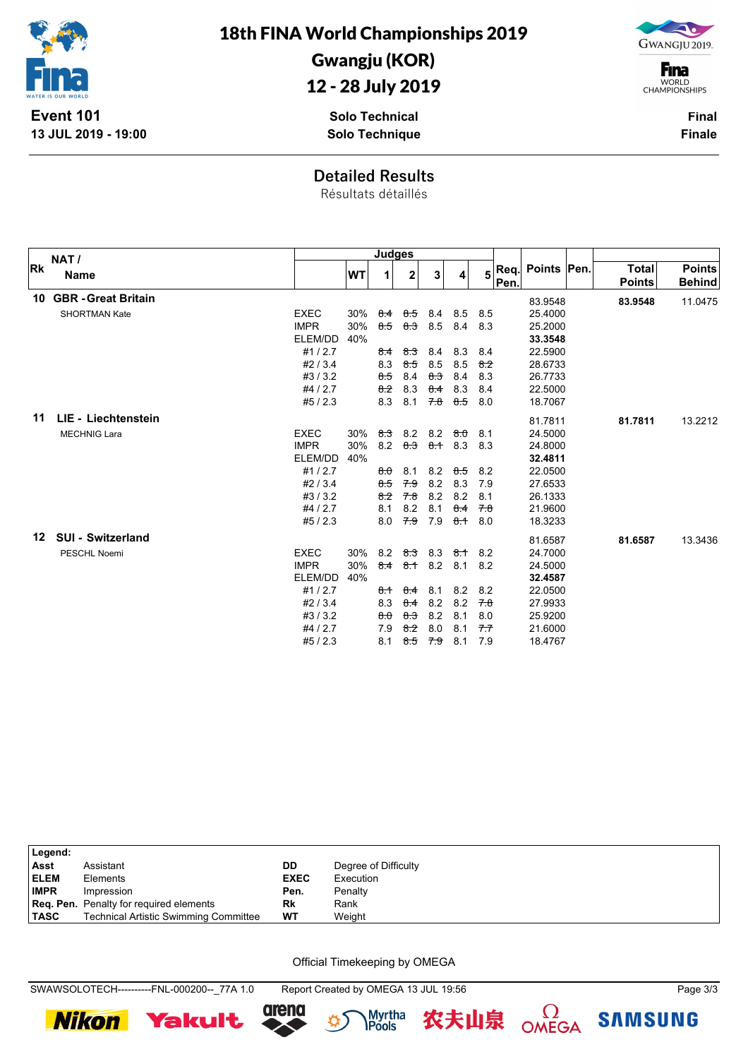# 18th FINA World Championships 2019

## Gwangju (KOR)

## 12 - 28 July 2019

**Event 101**
**13 JUL 2019 - 19:00**

**Solo Technical**
**Solo Technique**

**Final**
**Finale**

## Detailed Results

Résultats détaillés

| Rk | NAT / Name | | WT | Judges 1 | 2 | 3 | 4 | 5 | Req. Pen. | Points | Pen. | Total Points | Points Behind |
|---|---|---|---|---|---|---|---|---|---|---|---|---|---|
| 10 | **GBR - Great Britain** | | | | | | | | | 83.9548 | | **83.9548** | 11.0475 |
| | SHORTMAN Kate | EXEC | 30% | ~~8.4~~ | ~~8.5~~ | 8.4 | 8.5 | 8.5 | | 25.4000 | | | |
| | | IMPR | 30% | ~~8.5~~ | ~~8.3~~ | 8.5 | 8.4 | 8.3 | | 25.2000 | | | |
| | | ELEM/DD | 40% | | | | | | | **33.3548** | | | |
| | | #1 / 2.7 | | ~~8.4~~ | ~~8.3~~ | 8.4 | 8.3 | 8.4 | | 22.5900 | | | |
| | | #2 / 3.4 | | 8.3 | ~~8.5~~ | 8.5 | 8.5 | ~~8.2~~ | | 28.6733 | | | |
| | | #3 / 3.2 | | ~~8.5~~ | 8.4 | ~~8.3~~ | 8.4 | 8.3 | | 26.7733 | | | |
| | | #4 / 2.7 | | ~~8.2~~ | 8.3 | ~~8.4~~ | 8.3 | 8.4 | | 22.5000 | | | |
| | | #5 / 2.3 | | 8.3 | 8.1 | ~~7.8~~ | ~~8.5~~ | 8.0 | | 18.7067 | | | |
| 11 | **LIE - Liechtenstein** | | | | | | | | | 81.7811 | | **81.7811** | 13.2212 |
| | MECHNIG Lara | EXEC | 30% | ~~8.3~~ | 8.2 | 8.2 | ~~8.0~~ | 8.1 | | 24.5000 | | | |
| | | IMPR | 30% | 8.2 | ~~8.3~~ | ~~8.1~~ | 8.3 | 8.3 | | 24.8000 | | | |
| | | ELEM/DD | 40% | | | | | | | **32.4811** | | | |
| | | #1 / 2.7 | | ~~8.0~~ | 8.1 | 8.2 | ~~8.5~~ | 8.2 | | 22.0500 | | | |
| | | #2 / 3.4 | | ~~8.5~~ | ~~7.9~~ | 8.2 | 8.3 | 7.9 | | 27.6533 | | | |
| | | #3 / 3.2 | | ~~8.2~~ | ~~7.8~~ | 8.2 | 8.2 | 8.1 | | 26.1333 | | | |
| | | #4 / 2.7 | | 8.1 | 8.2 | 8.1 | ~~8.4~~ | ~~7.8~~ | | 21.9600 | | | |
| | | #5 / 2.3 | | 8.0 | ~~7.9~~ | 7.9 | ~~8.1~~ | 8.0 | | 18.3233 | | | |
| 12 | **SUI - Switzerland** | | | | | | | | | 81.6587 | | **81.6587** | 13.3436 |
| | PESCHL Noemi | EXEC | 30% | 8.2 | ~~8.3~~ | 8.3 | ~~8.1~~ | 8.2 | | 24.7000 | | | |
| | | IMPR | 30% | ~~8.4~~ | ~~8.1~~ | 8.2 | 8.1 | 8.2 | | 24.5000 | | | |
| | | ELEM/DD | 40% | | | | | | | **32.4587** | | | |
| | | #1 / 2.7 | | ~~8.1~~ | ~~8.4~~ | 8.1 | 8.2 | 8.2 | | 22.0500 | | | |
| | | #2 / 3.4 | | 8.3 | ~~8.4~~ | 8.2 | 8.2 | ~~7.8~~ | | 27.9933 | | | |
| | | #3 / 3.2 | | ~~8.0~~ | ~~8.3~~ | 8.2 | 8.1 | 8.0 | | 25.9200 | | | |
| | | #4 / 2.7 | | 7.9 | ~~8.2~~ | 8.0 | 8.1 | ~~7.7~~ | | 21.6000 | | | |
| | | #5 / 2.3 | | 8.1 | ~~8.5~~ | ~~7.9~~ | 8.1 | 7.9 | | 18.4767 | | | |

| Legend: | | | |
|---|---|---|---|
| **Asst** | Assistant | **DD** | Degree of Difficulty |
| **ELEM** | Elements | **EXEC** | Execution |
| **IMPR** | Impression | **Pen.** | Penalty |
| **Req. Pen.** | Penalty for required elements | **Rk** | Rank |
| **TASC** | Technical Artistic Swimming Committee | **WT** | Weight |

Official Timekeeping by OMEGA

SWAWSOLOTECH----------FNL-000200--_77A 1.0 Report Created by OMEGA 13 JUL 19:56